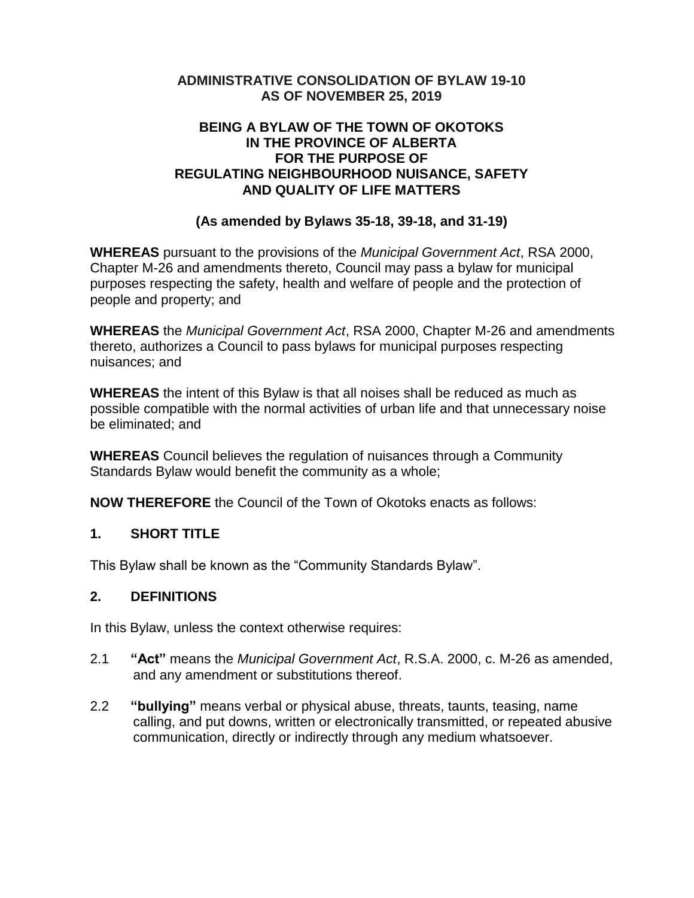**ADMINISTRATIVE CONSOLIDATION OF BYLAW 19-10**
**AS OF NOVEMBER 25, 2019**

**BEING A BYLAW OF THE TOWN OF OKOTOKS**
**IN THE PROVINCE OF ALBERTA**
**FOR THE PURPOSE OF**
**REGULATING NEIGHBOURHOOD NUISANCE, SAFETY AND QUALITY OF LIFE MATTERS**

**(As amended by Bylaws 35-18, 39-18, and 31-19)**

**WHEREAS** pursuant to the provisions of the *Municipal Government Act*, RSA 2000, Chapter M-26 and amendments thereto, Council may pass a bylaw for municipal purposes respecting the safety, health and welfare of people and the protection of people and property; and

**WHEREAS** the *Municipal Government Act*, RSA 2000, Chapter M-26 and amendments thereto, authorizes a Council to pass bylaws for municipal purposes respecting nuisances; and

**WHEREAS** the intent of this Bylaw is that all noises shall be reduced as much as possible compatible with the normal activities of urban life and that unnecessary noise be eliminated; and

**WHEREAS** Council believes the regulation of nuisances through a Community Standards Bylaw would benefit the community as a whole;

**NOW THEREFORE** the Council of the Town of Okotoks enacts as follows:

## 1. SHORT TITLE

This Bylaw shall be known as the "Community Standards Bylaw".

## 2. DEFINITIONS

In this Bylaw, unless the context otherwise requires:

2.1 **"Act"** means the *Municipal Government Act*, R.S.A. 2000, c. M-26 as amended, and any amendment or substitutions thereof.

2.2 **"bullying"** means verbal or physical abuse, threats, taunts, teasing, name calling, and put downs, written or electronically transmitted, or repeated abusive communication, directly or indirectly through any medium whatsoever.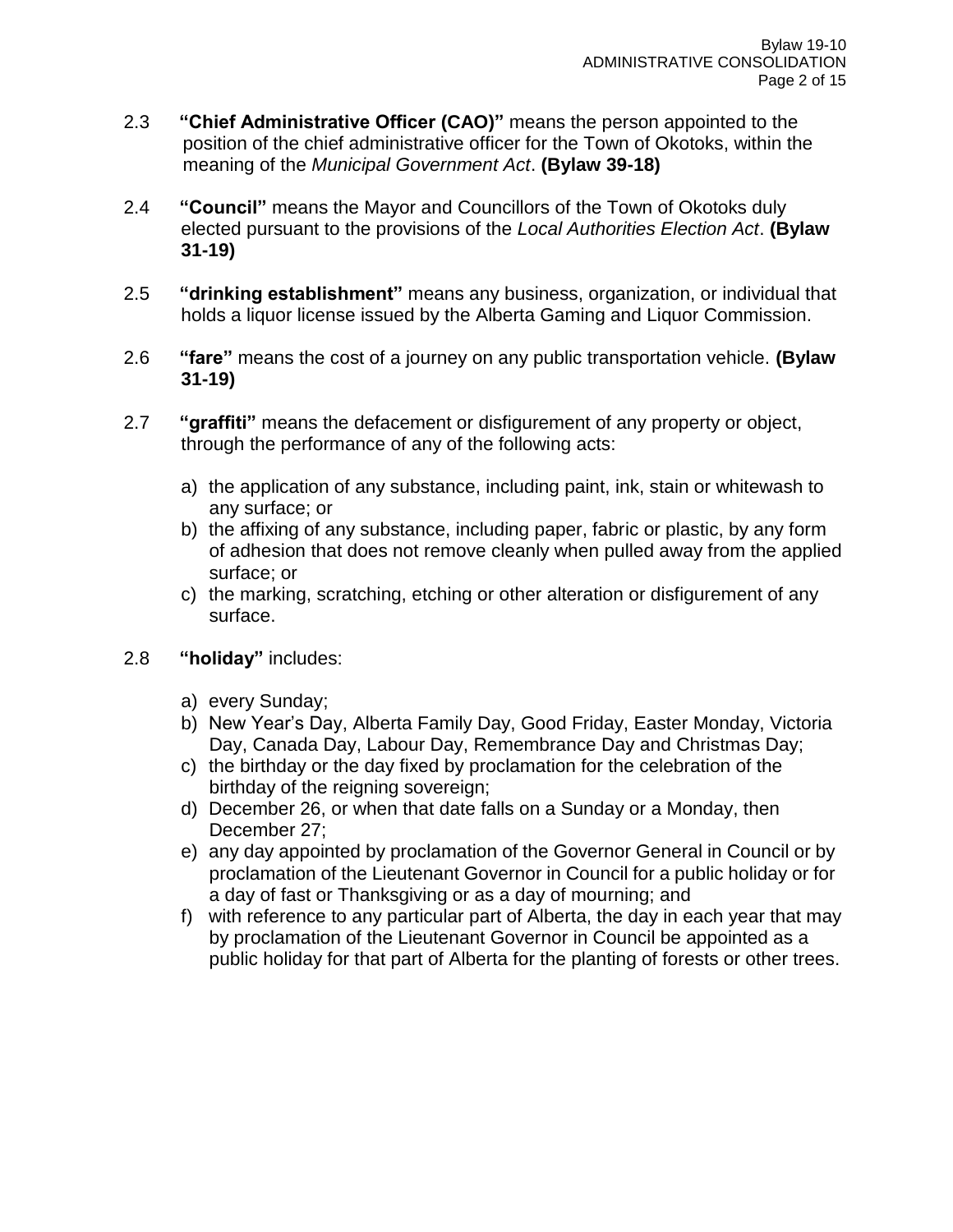2.3 **"Chief Administrative Officer (CAO)"** means the person appointed to the position of the chief administrative officer for the Town of Okotoks, within the meaning of the *Municipal Government Act*. **(Bylaw 39-18)**

2.4 **"Council"** means the Mayor and Councillors of the Town of Okotoks duly elected pursuant to the provisions of the *Local Authorities Election Act*. **(Bylaw 31-19)**

2.5 **"drinking establishment"** means any business, organization, or individual that holds a liquor license issued by the Alberta Gaming and Liquor Commission.

2.6 **"fare"** means the cost of a journey on any public transportation vehicle. **(Bylaw 31-19)**

2.7 **"graffiti"** means the defacement or disfigurement of any property or object, through the performance of any of the following acts:

a) the application of any substance, including paint, ink, stain or whitewash to any surface; or
b) the affixing of any substance, including paper, fabric or plastic, by any form of adhesion that does not remove cleanly when pulled away from the applied surface; or
c) the marking, scratching, etching or other alteration or disfigurement of any surface.

2.8 **"holiday"** includes:

a) every Sunday;
b) New Year's Day, Alberta Family Day, Good Friday, Easter Monday, Victoria Day, Canada Day, Labour Day, Remembrance Day and Christmas Day;
c) the birthday or the day fixed by proclamation for the celebration of the birthday of the reigning sovereign;
d) December 26, or when that date falls on a Sunday or a Monday, then December 27;
e) any day appointed by proclamation of the Governor General in Council or by proclamation of the Lieutenant Governor in Council for a public holiday or for a day of fast or Thanksgiving or as a day of mourning; and
f) with reference to any particular part of Alberta, the day in each year that may by proclamation of the Lieutenant Governor in Council be appointed as a public holiday for that part of Alberta for the planting of forests or other trees.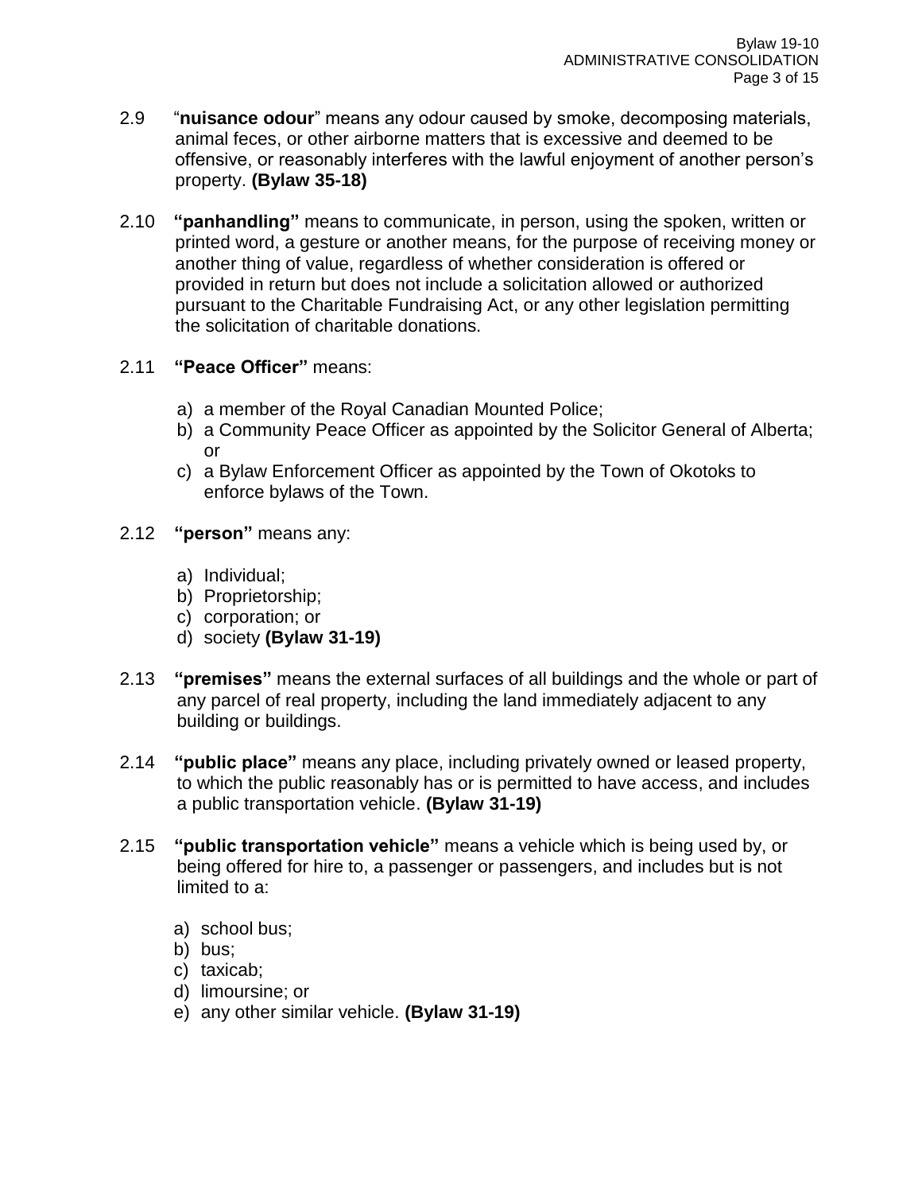2.9 "**nuisance odour**" means any odour caused by smoke, decomposing materials, animal feces, or other airborne matters that is excessive and deemed to be offensive, or reasonably interferes with the lawful enjoyment of another person's property. **(Bylaw 35-18)**

2.10 **"panhandling"** means to communicate, in person, using the spoken, written or printed word, a gesture or another means, for the purpose of receiving money or another thing of value, regardless of whether consideration is offered or provided in return but does not include a solicitation allowed or authorized pursuant to the Charitable Fundraising Act, or any other legislation permitting the solicitation of charitable donations.

2.11 **"Peace Officer"** means:

a) a member of the Royal Canadian Mounted Police;
b) a Community Peace Officer as appointed by the Solicitor General of Alberta; or
c) a Bylaw Enforcement Officer as appointed by the Town of Okotoks to enforce bylaws of the Town.

2.12 **"person"** means any:

a) Individual;
b) Proprietorship;
c) corporation; or
d) society **(Bylaw 31-19)**

2.13 **"premises"** means the external surfaces of all buildings and the whole or part of any parcel of real property, including the land immediately adjacent to any building or buildings.

2.14 **"public place"** means any place, including privately owned or leased property, to which the public reasonably has or is permitted to have access, and includes a public transportation vehicle. **(Bylaw 31-19)**

2.15 **"public transportation vehicle"** means a vehicle which is being used by, or being offered for hire to, a passenger or passengers, and includes but is not limited to a:

a) school bus;
b) bus;
c) taxicab;
d) limoursine; or
e) any other similar vehicle. **(Bylaw 31-19)**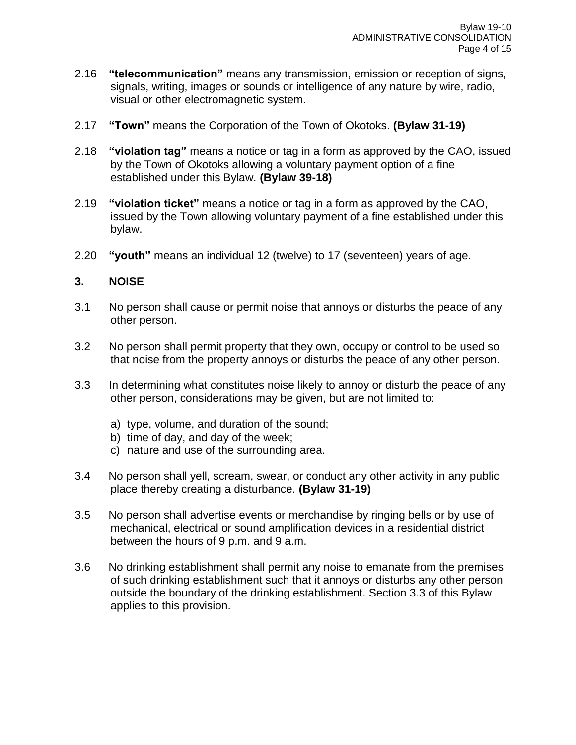2.16 **"telecommunication"** means any transmission, emission or reception of signs, signals, writing, images or sounds or intelligence of any nature by wire, radio, visual or other electromagnetic system.

2.17 **"Town"** means the Corporation of the Town of Okotoks. **(Bylaw 31-19)**

2.18 **"violation tag"** means a notice or tag in a form as approved by the CAO, issued by the Town of Okotoks allowing a voluntary payment option of a fine established under this Bylaw. **(Bylaw 39-18)**

2.19 **"violation ticket"** means a notice or tag in a form as approved by the CAO, issued by the Town allowing voluntary payment of a fine established under this bylaw.

2.20 **"youth"** means an individual 12 (twelve) to 17 (seventeen) years of age.

## 3. NOISE

3.1 No person shall cause or permit noise that annoys or disturbs the peace of any other person.

3.2 No person shall permit property that they own, occupy or control to be used so that noise from the property annoys or disturbs the peace of any other person.

3.3 In determining what constitutes noise likely to annoy or disturb the peace of any other person, considerations may be given, but are not limited to:

a) type, volume, and duration of the sound;
b) time of day, and day of the week;
c) nature and use of the surrounding area.

3.4 No person shall yell, scream, swear, or conduct any other activity in any public place thereby creating a disturbance. **(Bylaw 31-19)**

3.5 No person shall advertise events or merchandise by ringing bells or by use of mechanical, electrical or sound amplification devices in a residential district between the hours of 9 p.m. and 9 a.m.

3.6 No drinking establishment shall permit any noise to emanate from the premises of such drinking establishment such that it annoys or disturbs any other person outside the boundary of the drinking establishment. Section 3.3 of this Bylaw applies to this provision.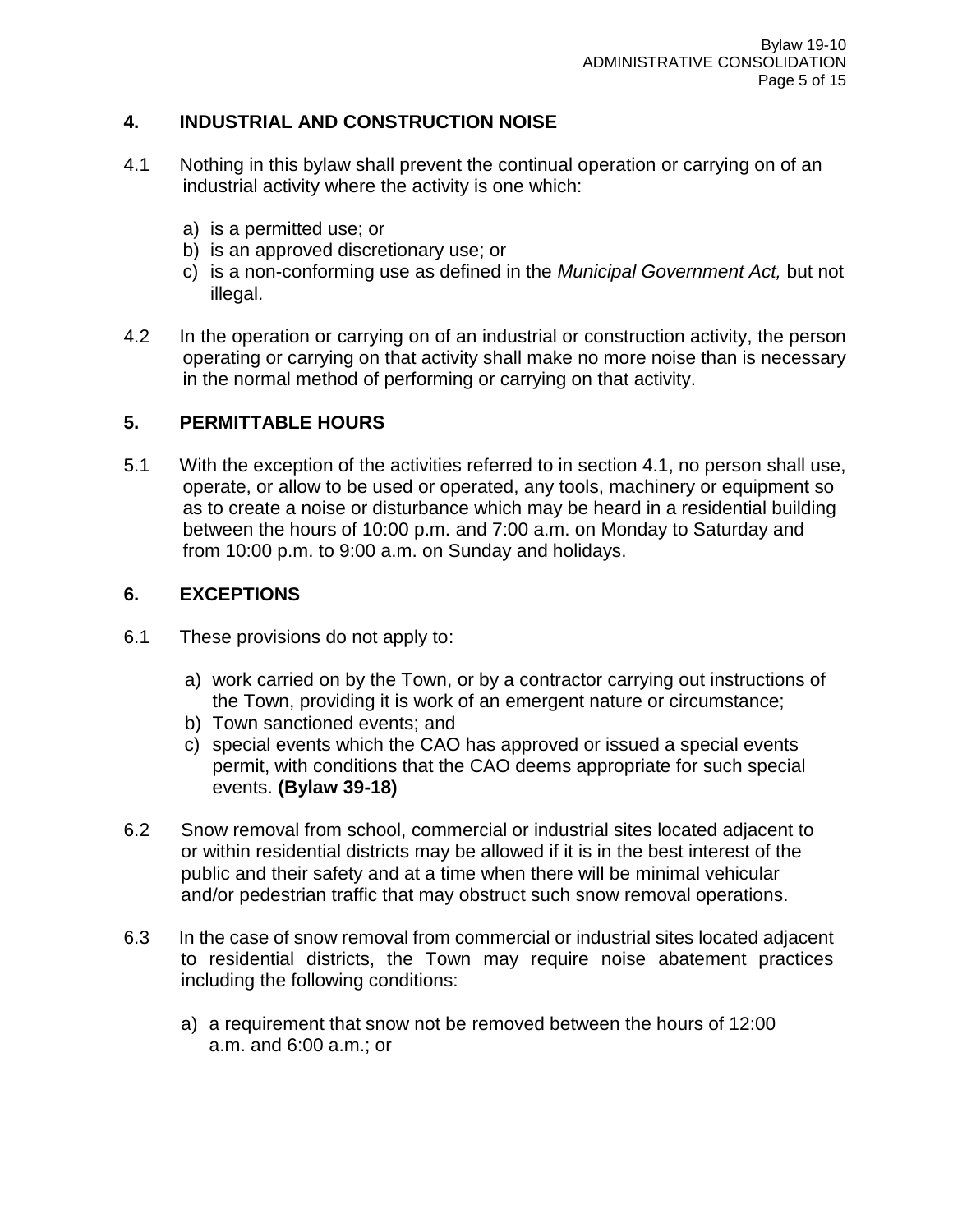## 4. INDUSTRIAL AND CONSTRUCTION NOISE

4.1 Nothing in this bylaw shall prevent the continual operation or carrying on of an industrial activity where the activity is one which:

a) is a permitted use; or
b) is an approved discretionary use; or
c) is a non-conforming use as defined in the *Municipal Government Act,* but not illegal.

4.2 In the operation or carrying on of an industrial or construction activity, the person operating or carrying on that activity shall make no more noise than is necessary in the normal method of performing or carrying on that activity.

## 5. PERMITTABLE HOURS

5.1 With the exception of the activities referred to in section 4.1, no person shall use, operate, or allow to be used or operated, any tools, machinery or equipment so as to create a noise or disturbance which may be heard in a residential building between the hours of 10:00 p.m. and 7:00 a.m. on Monday to Saturday and from 10:00 p.m. to 9:00 a.m. on Sunday and holidays.

## 6. EXCEPTIONS

6.1 These provisions do not apply to:

a) work carried on by the Town, or by a contractor carrying out instructions of the Town, providing it is work of an emergent nature or circumstance;
b) Town sanctioned events; and
c) special events which the CAO has approved or issued a special events permit, with conditions that the CAO deems appropriate for such special events. **(Bylaw 39-18)**

6.2 Snow removal from school, commercial or industrial sites located adjacent to or within residential districts may be allowed if it is in the best interest of the public and their safety and at a time when there will be minimal vehicular and/or pedestrian traffic that may obstruct such snow removal operations.

6.3 In the case of snow removal from commercial or industrial sites located adjacent to residential districts, the Town may require noise abatement practices including the following conditions:

a) a requirement that snow not be removed between the hours of 12:00 a.m. and 6:00 a.m.; or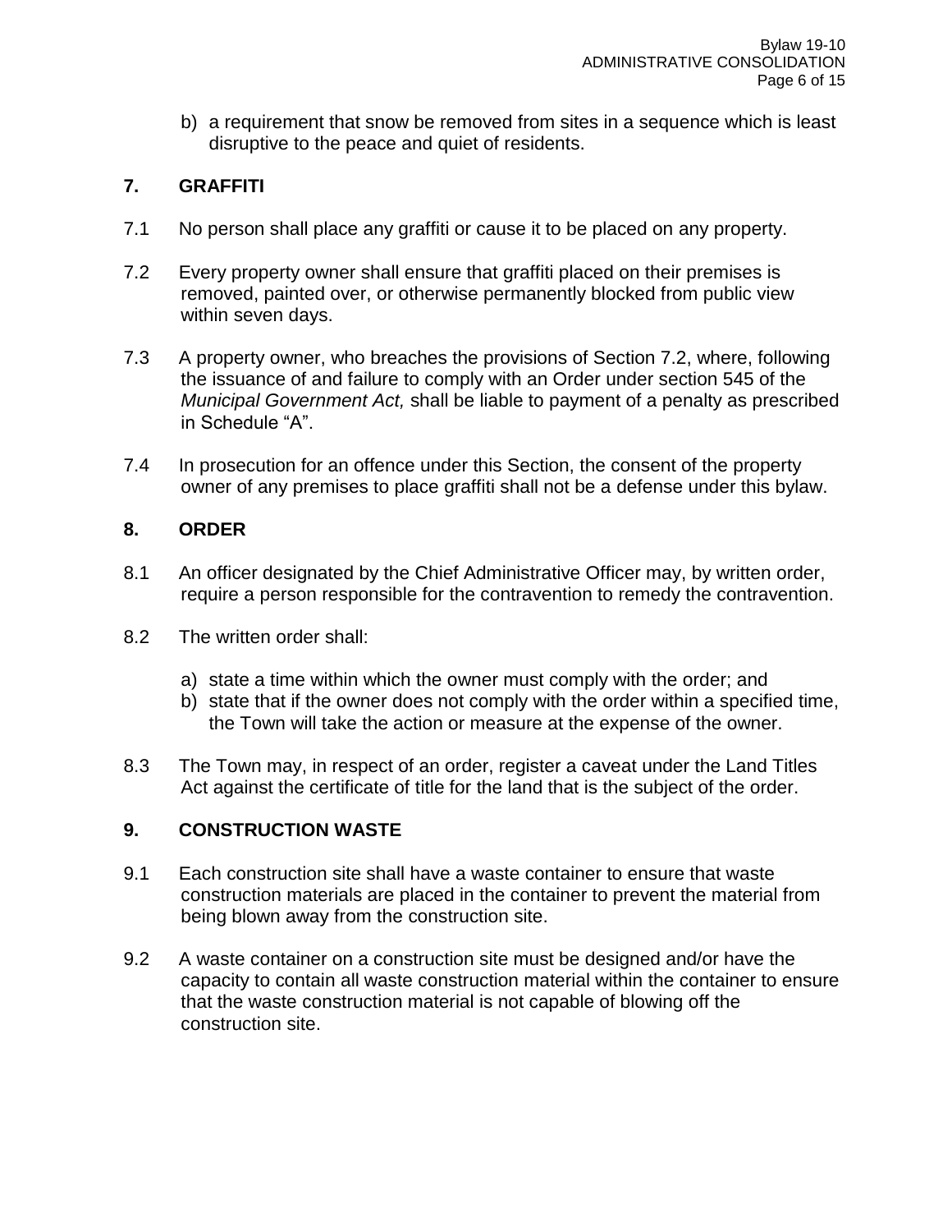b) a requirement that snow be removed from sites in a sequence which is least disruptive to the peace and quiet of residents.

## 7. GRAFFITI

7.1 No person shall place any graffiti or cause it to be placed on any property.

7.2 Every property owner shall ensure that graffiti placed on their premises is removed, painted over, or otherwise permanently blocked from public view within seven days.

7.3 A property owner, who breaches the provisions of Section 7.2, where, following the issuance of and failure to comply with an Order under section 545 of the *Municipal Government Act,* shall be liable to payment of a penalty as prescribed in Schedule "A".

7.4 In prosecution for an offence under this Section, the consent of the property owner of any premises to place graffiti shall not be a defense under this bylaw.

## 8. ORDER

8.1 An officer designated by the Chief Administrative Officer may, by written order, require a person responsible for the contravention to remedy the contravention.

8.2 The written order shall:

a) state a time within which the owner must comply with the order; and
b) state that if the owner does not comply with the order within a specified time, the Town will take the action or measure at the expense of the owner.

8.3 The Town may, in respect of an order, register a caveat under the Land Titles Act against the certificate of title for the land that is the subject of the order.

## 9. CONSTRUCTION WASTE

9.1 Each construction site shall have a waste container to ensure that waste construction materials are placed in the container to prevent the material from being blown away from the construction site.

9.2 A waste container on a construction site must be designed and/or have the capacity to contain all waste construction material within the container to ensure that the waste construction material is not capable of blowing off the construction site.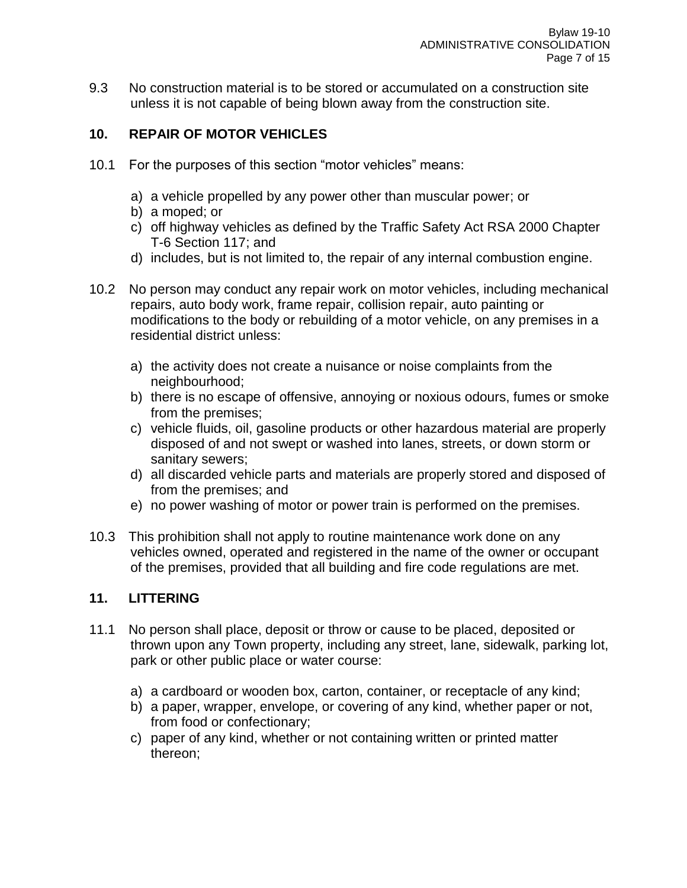9.3 No construction material is to be stored or accumulated on a construction site unless it is not capable of being blown away from the construction site.

## 10. REPAIR OF MOTOR VEHICLES

10.1 For the purposes of this section "motor vehicles" means:

a) a vehicle propelled by any power other than muscular power; or
b) a moped; or
c) off highway vehicles as defined by the Traffic Safety Act RSA 2000 Chapter T-6 Section 117; and
d) includes, but is not limited to, the repair of any internal combustion engine.

10.2 No person may conduct any repair work on motor vehicles, including mechanical repairs, auto body work, frame repair, collision repair, auto painting or modifications to the body or rebuilding of a motor vehicle, on any premises in a residential district unless:

a) the activity does not create a nuisance or noise complaints from the neighbourhood;
b) there is no escape of offensive, annoying or noxious odours, fumes or smoke from the premises;
c) vehicle fluids, oil, gasoline products or other hazardous material are properly disposed of and not swept or washed into lanes, streets, or down storm or sanitary sewers;
d) all discarded vehicle parts and materials are properly stored and disposed of from the premises; and
e) no power washing of motor or power train is performed on the premises.

10.3 This prohibition shall not apply to routine maintenance work done on any vehicles owned, operated and registered in the name of the owner or occupant of the premises, provided that all building and fire code regulations are met.

## 11. LITTERING

11.1 No person shall place, deposit or throw or cause to be placed, deposited or thrown upon any Town property, including any street, lane, sidewalk, parking lot, park or other public place or water course:

a) a cardboard or wooden box, carton, container, or receptacle of any kind;
b) a paper, wrapper, envelope, or covering of any kind, whether paper or not, from food or confectionary;
c) paper of any kind, whether or not containing written or printed matter thereon;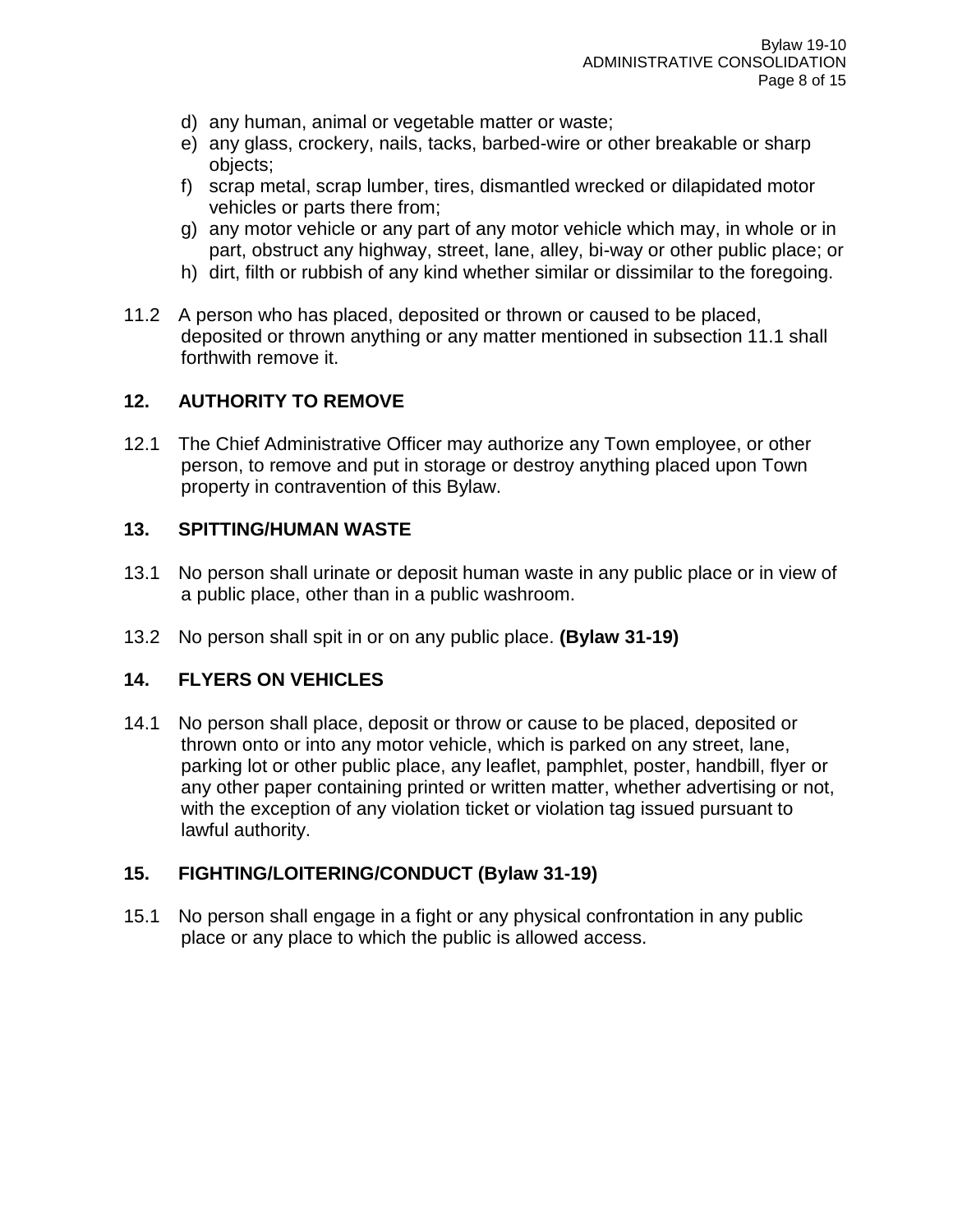d) any human, animal or vegetable matter or waste;
e) any glass, crockery, nails, tacks, barbed-wire or other breakable or sharp objects;
f) scrap metal, scrap lumber, tires, dismantled wrecked or dilapidated motor vehicles or parts there from;
g) any motor vehicle or any part of any motor vehicle which may, in whole or in part, obstruct any highway, street, lane, alley, bi-way or other public place; or
h) dirt, filth or rubbish of any kind whether similar or dissimilar to the foregoing.

11.2 A person who has placed, deposited or thrown or caused to be placed, deposited or thrown anything or any matter mentioned in subsection 11.1 shall forthwith remove it.

## 12. AUTHORITY TO REMOVE

12.1 The Chief Administrative Officer may authorize any Town employee, or other person, to remove and put in storage or destroy anything placed upon Town property in contravention of this Bylaw.

## 13. SPITTING/HUMAN WASTE

13.1 No person shall urinate or deposit human waste in any public place or in view of a public place, other than in a public washroom.

13.2 No person shall spit in or on any public place. **(Bylaw 31-19)**

## 14. FLYERS ON VEHICLES

14.1 No person shall place, deposit or throw or cause to be placed, deposited or thrown onto or into any motor vehicle, which is parked on any street, lane, parking lot or other public place, any leaflet, pamphlet, poster, handbill, flyer or any other paper containing printed or written matter, whether advertising or not, with the exception of any violation ticket or violation tag issued pursuant to lawful authority.

## 15. FIGHTING/LOITERING/CONDUCT (Bylaw 31-19)

15.1 No person shall engage in a fight or any physical confrontation in any public place or any place to which the public is allowed access.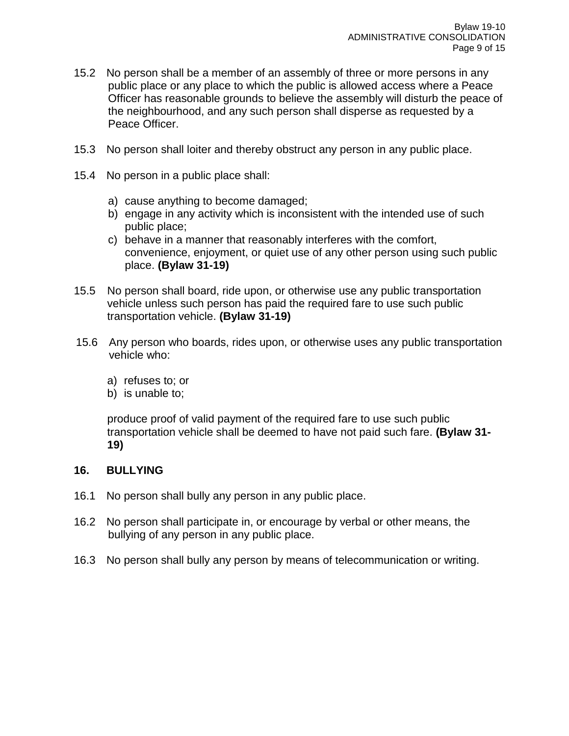15.2 No person shall be a member of an assembly of three or more persons in any public place or any place to which the public is allowed access where a Peace Officer has reasonable grounds to believe the assembly will disturb the peace of the neighbourhood, and any such person shall disperse as requested by a Peace Officer.

15.3 No person shall loiter and thereby obstruct any person in any public place.

15.4 No person in a public place shall:

a) cause anything to become damaged;
b) engage in any activity which is inconsistent with the intended use of such public place;
c) behave in a manner that reasonably interferes with the comfort, convenience, enjoyment, or quiet use of any other person using such public place. **(Bylaw 31-19)**

15.5 No person shall board, ride upon, or otherwise use any public transportation vehicle unless such person has paid the required fare to use such public transportation vehicle. **(Bylaw 31-19)**

15.6 Any person who boards, rides upon, or otherwise uses any public transportation vehicle who:

a) refuses to; or
b) is unable to;

produce proof of valid payment of the required fare to use such public transportation vehicle shall be deemed to have not paid such fare. **(Bylaw 31-19)**

## 16. BULLYING

16.1 No person shall bully any person in any public place.

16.2 No person shall participate in, or encourage by verbal or other means, the bullying of any person in any public place.

16.3 No person shall bully any person by means of telecommunication or writing.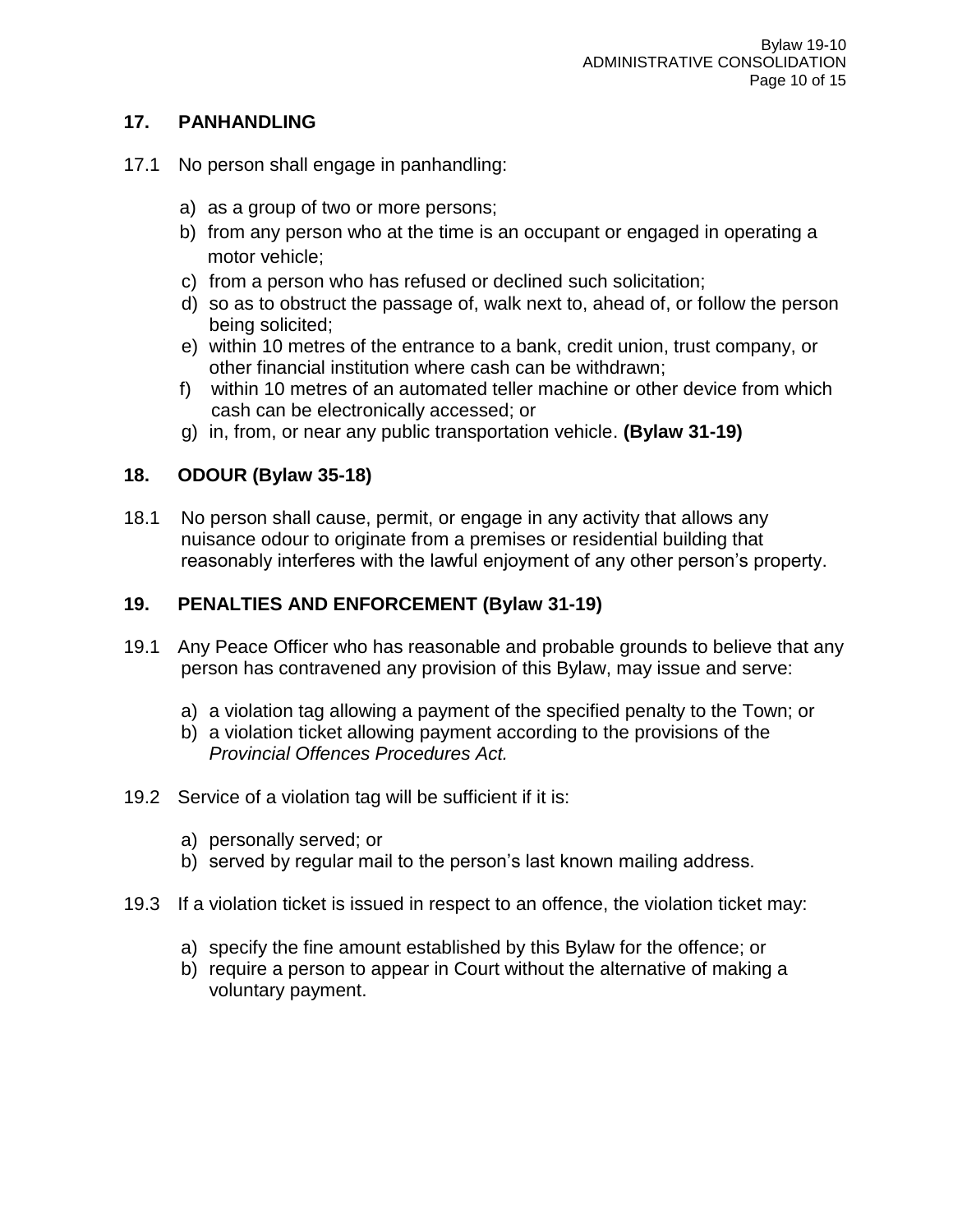## 17. PANHANDLING

17.1 No person shall engage in panhandling:

a) as a group of two or more persons;
b) from any person who at the time is an occupant or engaged in operating a motor vehicle;
c) from a person who has refused or declined such solicitation;
d) so as to obstruct the passage of, walk next to, ahead of, or follow the person being solicited;
e) within 10 metres of the entrance to a bank, credit union, trust company, or other financial institution where cash can be withdrawn;
f) within 10 metres of an automated teller machine or other device from which cash can be electronically accessed; or
g) in, from, or near any public transportation vehicle. **(Bylaw 31-19)**

## 18. ODOUR (Bylaw 35-18)

18.1 No person shall cause, permit, or engage in any activity that allows any nuisance odour to originate from a premises or residential building that reasonably interferes with the lawful enjoyment of any other person's property.

## 19. PENALTIES AND ENFORCEMENT (Bylaw 31-19)

19.1 Any Peace Officer who has reasonable and probable grounds to believe that any person has contravened any provision of this Bylaw, may issue and serve:

a) a violation tag allowing a payment of the specified penalty to the Town; or
b) a violation ticket allowing payment according to the provisions of the *Provincial Offences Procedures Act.*

19.2 Service of a violation tag will be sufficient if it is:

a) personally served; or
b) served by regular mail to the person's last known mailing address.

19.3 If a violation ticket is issued in respect to an offence, the violation ticket may:

a) specify the fine amount established by this Bylaw for the offence; or
b) require a person to appear in Court without the alternative of making a voluntary payment.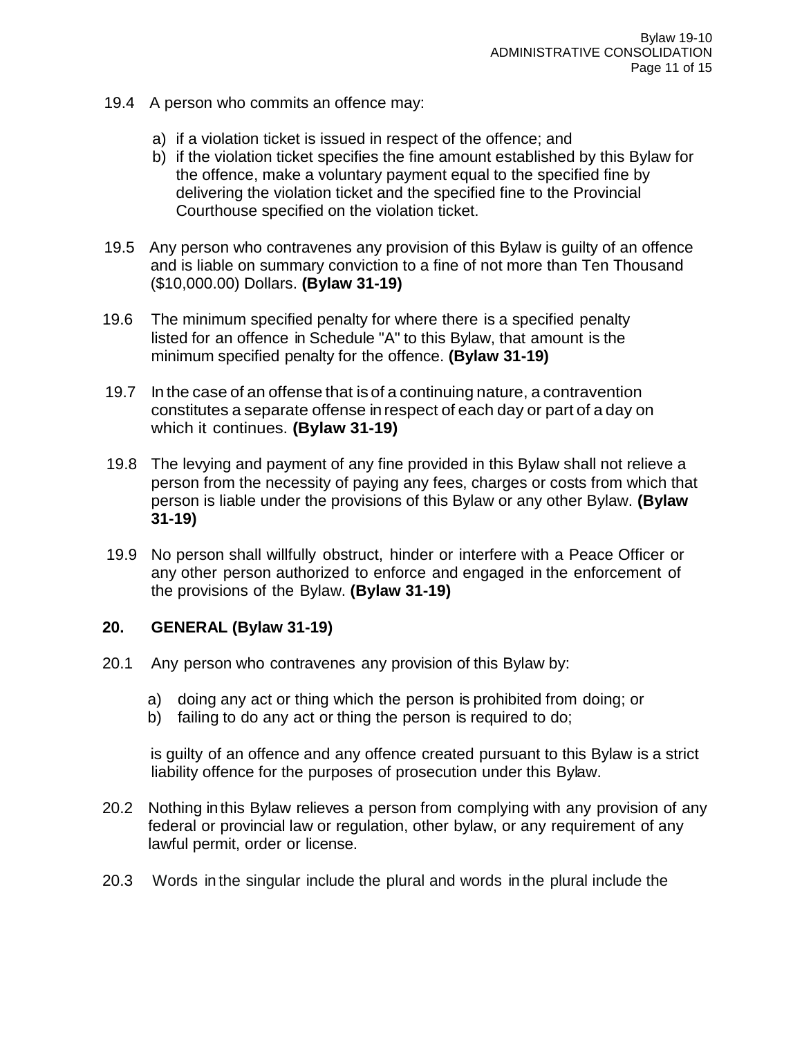19.4 A person who commits an offence may:

a) if a violation ticket is issued in respect of the offence; and
b) if the violation ticket specifies the fine amount established by this Bylaw for the offence, make a voluntary payment equal to the specified fine by delivering the violation ticket and the specified fine to the Provincial Courthouse specified on the violation ticket.

19.5 Any person who contravenes any provision of this Bylaw is guilty of an offence and is liable on summary conviction to a fine of not more than Ten Thousand ($10,000.00) Dollars. **(Bylaw 31-19)**

19.6 The minimum specified penalty for where there is a specified penalty listed for an offence in Schedule "A" to this Bylaw, that amount is the minimum specified penalty for the offence. **(Bylaw 31-19)**

19.7 In the case of an offense that is of a continuing nature, a contravention constitutes a separate offense in respect of each day or part of a day on which it continues. **(Bylaw 31-19)**

19.8 The levying and payment of any fine provided in this Bylaw shall not relieve a person from the necessity of paying any fees, charges or costs from which that person is liable under the provisions of this Bylaw or any other Bylaw. **(Bylaw 31-19)**

19.9 No person shall willfully obstruct, hinder or interfere with a Peace Officer or any other person authorized to enforce and engaged in the enforcement of the provisions of the Bylaw. **(Bylaw 31-19)**

## 20. GENERAL (Bylaw 31-19)

20.1 Any person who contravenes any provision of this Bylaw by:

a) doing any act or thing which the person is prohibited from doing; or
b) failing to do any act or thing the person is required to do;

is guilty of an offence and any offence created pursuant to this Bylaw is a strict liability offence for the purposes of prosecution under this Bylaw.

20.2 Nothing in this Bylaw relieves a person from complying with any provision of any federal or provincial law or regulation, other bylaw, or any requirement of any lawful permit, order or license.

20.3 Words in the singular include the plural and words in the plural include the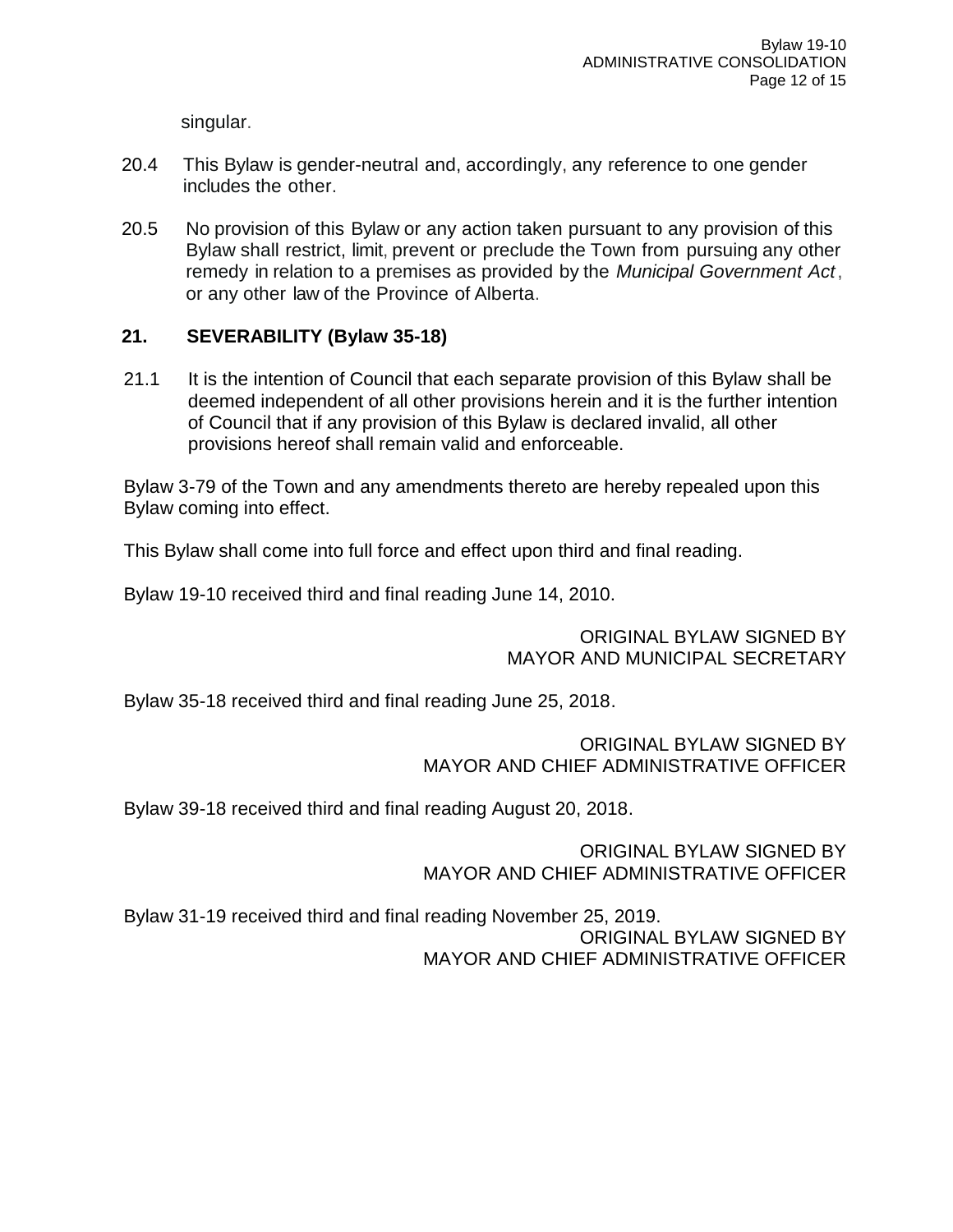singular.

20.4 This Bylaw is gender-neutral and, accordingly, any reference to one gender includes the other.

20.5 No provision of this Bylaw or any action taken pursuant to any provision of this Bylaw shall restrict, limit, prevent or preclude the Town from pursuing any other remedy in relation to a premises as provided by the *Municipal Government Act*, or any other law of the Province of Alberta.

## 21. SEVERABILITY (Bylaw 35-18)

21.1 It is the intention of Council that each separate provision of this Bylaw shall be deemed independent of all other provisions herein and it is the further intention of Council that if any provision of this Bylaw is declared invalid, all other provisions hereof shall remain valid and enforceable.

Bylaw 3-79 of the Town and any amendments thereto are hereby repealed upon this Bylaw coming into effect.

This Bylaw shall come into full force and effect upon third and final reading.

Bylaw 19-10 received third and final reading June 14, 2010.

ORIGINAL BYLAW SIGNED BY
MAYOR AND MUNICIPAL SECRETARY

Bylaw 35-18 received third and final reading June 25, 2018.

ORIGINAL BYLAW SIGNED BY
MAYOR AND CHIEF ADMINISTRATIVE OFFICER

Bylaw 39-18 received third and final reading August 20, 2018.

ORIGINAL BYLAW SIGNED BY
MAYOR AND CHIEF ADMINISTRATIVE OFFICER

Bylaw 31-19 received third and final reading November 25, 2019.

ORIGINAL BYLAW SIGNED BY
MAYOR AND CHIEF ADMINISTRATIVE OFFICER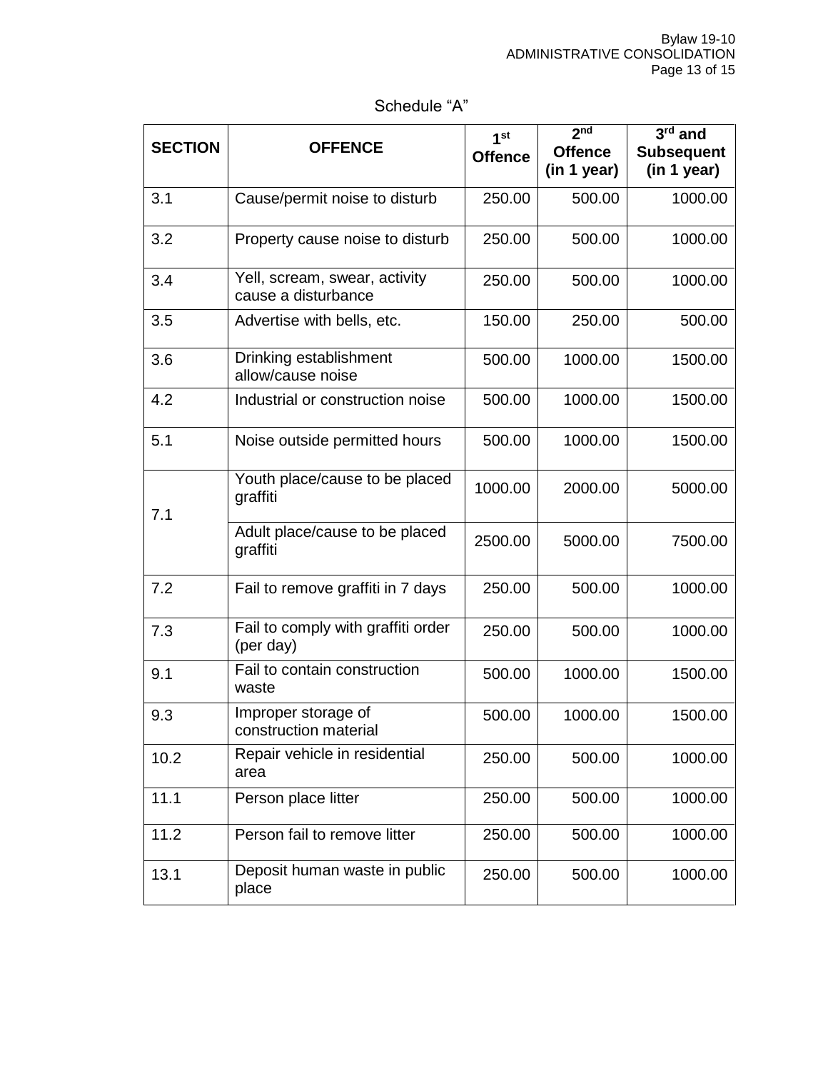Schedule "A"

| SECTION | OFFENCE | 1st Offence | 2nd Offence (in 1 year) | 3rd and Subsequent (in 1 year) |
|---|---|---|---|---|
| 3.1 | Cause/permit noise to disturb | 250.00 | 500.00 | 1000.00 |
| 3.2 | Property cause noise to disturb | 250.00 | 500.00 | 1000.00 |
| 3.4 | Yell, scream, swear, activity cause a disturbance | 250.00 | 500.00 | 1000.00 |
| 3.5 | Advertise with bells, etc. | 150.00 | 250.00 | 500.00 |
| 3.6 | Drinking establishment allow/cause noise | 500.00 | 1000.00 | 1500.00 |
| 4.2 | Industrial or construction noise | 500.00 | 1000.00 | 1500.00 |
| 5.1 | Noise outside permitted hours | 500.00 | 1000.00 | 1500.00 |
| 7.1 | Youth place/cause to be placed graffiti | 1000.00 | 2000.00 | 5000.00 |
| | Adult place/cause to be placed graffiti | 2500.00 | 5000.00 | 7500.00 |
| 7.2 | Fail to remove graffiti in 7 days | 250.00 | 500.00 | 1000.00 |
| 7.3 | Fail to comply with graffiti order (per day) | 250.00 | 500.00 | 1000.00 |
| 9.1 | Fail to contain construction waste | 500.00 | 1000.00 | 1500.00 |
| 9.3 | Improper storage of construction material | 500.00 | 1000.00 | 1500.00 |
| 10.2 | Repair vehicle in residential area | 250.00 | 500.00 | 1000.00 |
| 11.1 | Person place litter | 250.00 | 500.00 | 1000.00 |
| 11.2 | Person fail to remove litter | 250.00 | 500.00 | 1000.00 |
| 13.1 | Deposit human waste in public place | 250.00 | 500.00 | 1000.00 |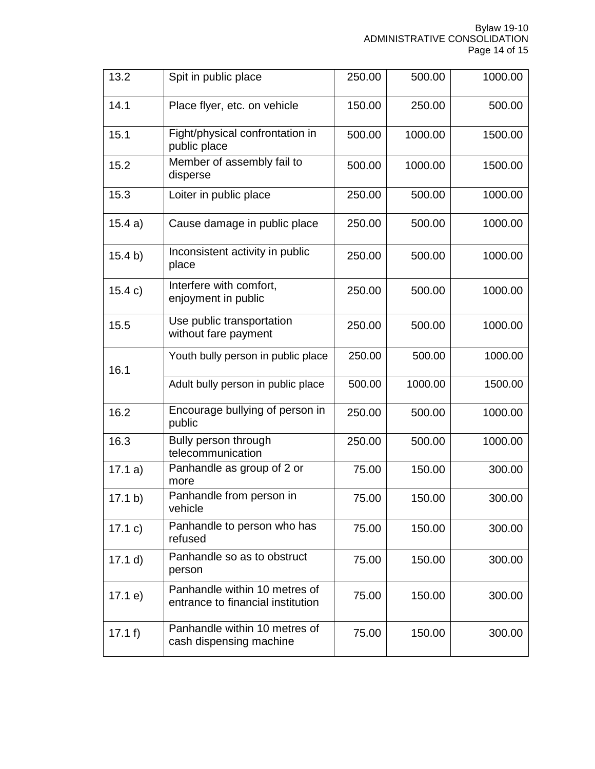| 13.2 | Spit in public place | 250.00 | 500.00 | 1000.00 |
|---|---|---|---|---|
| 14.1 | Place flyer, etc. on vehicle | 150.00 | 250.00 | 500.00 |
| 15.1 | Fight/physical confrontation in public place | 500.00 | 1000.00 | 1500.00 |
| 15.2 | Member of assembly fail to disperse | 500.00 | 1000.00 | 1500.00 |
| 15.3 | Loiter in public place | 250.00 | 500.00 | 1000.00 |
| 15.4 a) | Cause damage in public place | 250.00 | 500.00 | 1000.00 |
| 15.4 b) | Inconsistent activity in public place | 250.00 | 500.00 | 1000.00 |
| 15.4 c) | Interfere with comfort, enjoyment in public | 250.00 | 500.00 | 1000.00 |
| 15.5 | Use public transportation without fare payment | 250.00 | 500.00 | 1000.00 |
| 16.1 | Youth bully person in public place | 250.00 | 500.00 | 1000.00 |
| | Adult bully person in public place | 500.00 | 1000.00 | 1500.00 |
| 16.2 | Encourage bullying of person in public | 250.00 | 500.00 | 1000.00 |
| 16.3 | Bully person through telecommunication | 250.00 | 500.00 | 1000.00 |
| 17.1 a) | Panhandle as group of 2 or more | 75.00 | 150.00 | 300.00 |
| 17.1 b) | Panhandle from person in vehicle | 75.00 | 150.00 | 300.00 |
| 17.1 c) | Panhandle to person who has refused | 75.00 | 150.00 | 300.00 |
| 17.1 d) | Panhandle so as to obstruct person | 75.00 | 150.00 | 300.00 |
| 17.1 e) | Panhandle within 10 metres of entrance to financial institution | 75.00 | 150.00 | 300.00 |
| 17.1 f) | Panhandle within 10 metres of cash dispensing machine | 75.00 | 150.00 | 300.00 |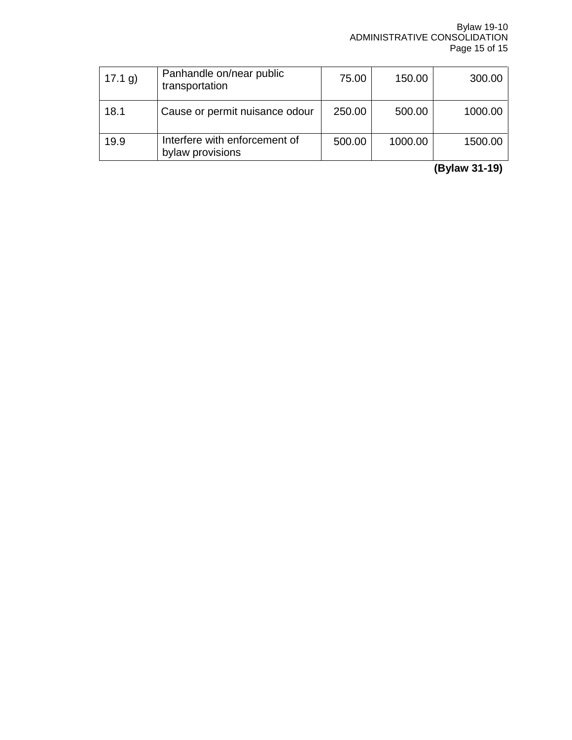| | | | | |
|---|---|---|---|---|
| 17.1 g) | Panhandle on/near public transportation | 75.00 | 150.00 | 300.00 |
| 18.1 | Cause or permit nuisance odour | 250.00 | 500.00 | 1000.00 |
| 19.9 | Interfere with enforcement of bylaw provisions | 500.00 | 1000.00 | 1500.00 |

**(Bylaw 31-19)**